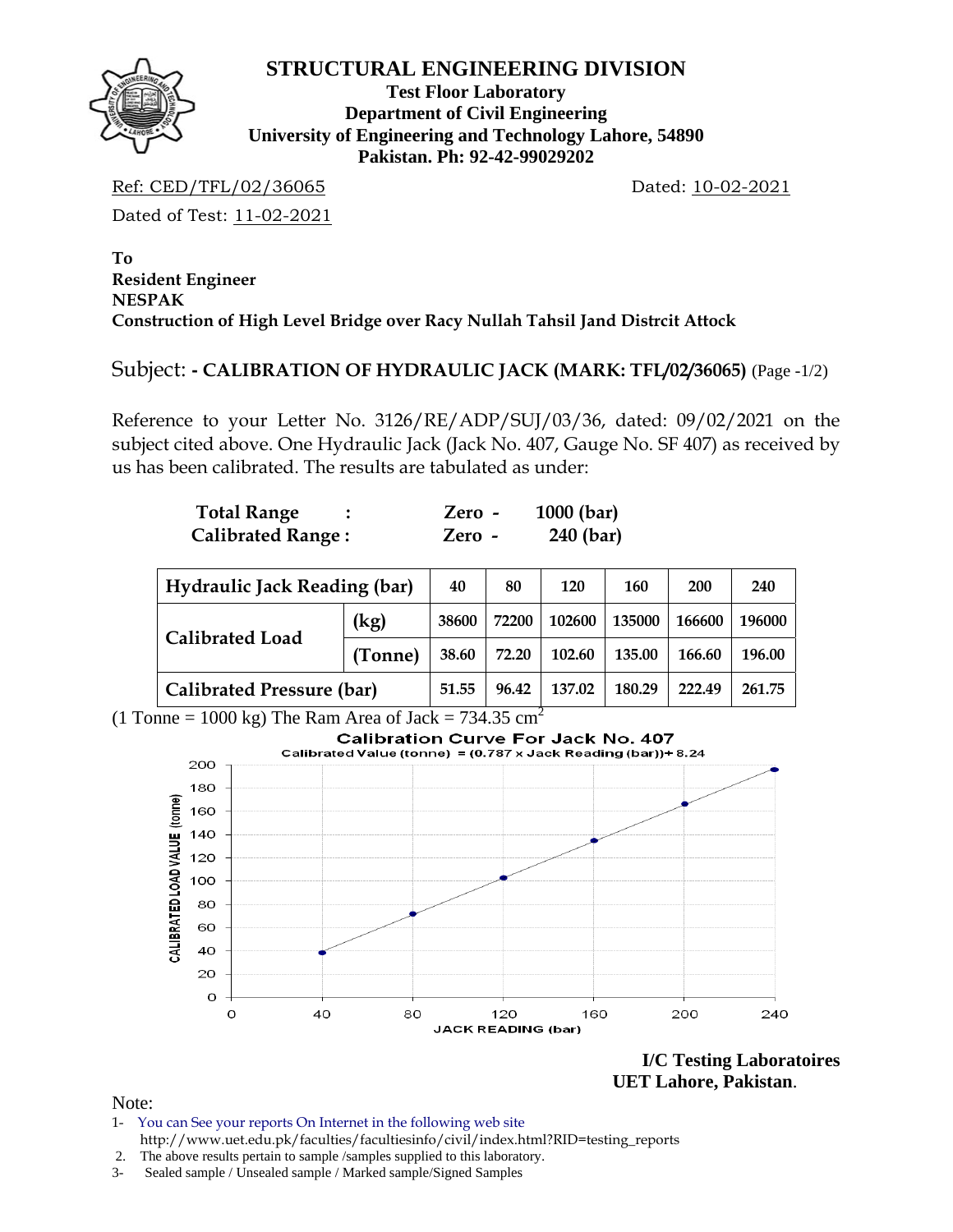# STRUCTURAL ENGINEERING DIVISION

**Test Floor Laboratory**
**Department of Civil Engineering**
**University of Engineering and Technology Lahore, 54890**
**Pakistan. Ph: 92-42-99029202**

Ref: CED/TFL/02/36065 Dated: 10-02-2021

Dated of Test: 11-02-2021

**To**
**Resident Engineer**
**NESPAK**
**Construction of High Level Bridge over Racy Nullah Tahsil Jand Distrcit Attock**

Subject: **- CALIBRATION OF HYDRAULIC JACK (MARK: TFL/02/36065)** (Page -1/2)

Reference to your Letter No. 3126/RE/ADP/SUJ/03/36, dated: 09/02/2021 on the subject cited above. One Hydraulic Jack (Jack No. 407, Gauge No. SF 407) as received by us has been calibrated. The results are tabulated as under:

**Total Range : Zero - 1000 (bar)**
**Calibrated Range : Zero - 240 (bar)**

| Hydraulic Jack Reading (bar) | | 40 | 80 | 120 | 160 | 200 | 240 |
|---|---|---|---|---|---|---|---|
| Calibrated Load | (kg) | 38600 | 72200 | 102600 | 135000 | 166600 | 196000 |
| | (Tonne) | 38.60 | 72.20 | 102.60 | 135.00 | 166.60 | 196.00 |
| Calibrated Pressure (bar) | | 51.55 | 96.42 | 137.02 | 180.29 | 222.49 | 261.75 |

(1 Tonne = 1000 kg) The Ram Area of Jack = 734.35 $cm^2$

**Calibration Curve For Jack No. 407**
Calibrated Value (tonne) = (0.787 x Jack Reading (bar))+ 8.24

| Jack Reading (bar) | Calibrated Load Value (tonne) |
|---|---|
| 40 | 38.60 |
| 80 | 72.20 |
| 120 | 102.60 |
| 160 | 135.00 |
| 200 | 166.60 |
| 240 | 196.00 |

**I/C Testing Laboratoires**
**UET Lahore, Pakistan.**

Note:
1- You can See your reports On Internet in the following web site
http://www.uet.edu.pk/faculties/facultiesinfo/civil/index.html?RID=testing_reports
2. The above results pertain to sample /samples supplied to this laboratory.
3- Sealed sample / Unsealed sample / Marked sample/Signed Samples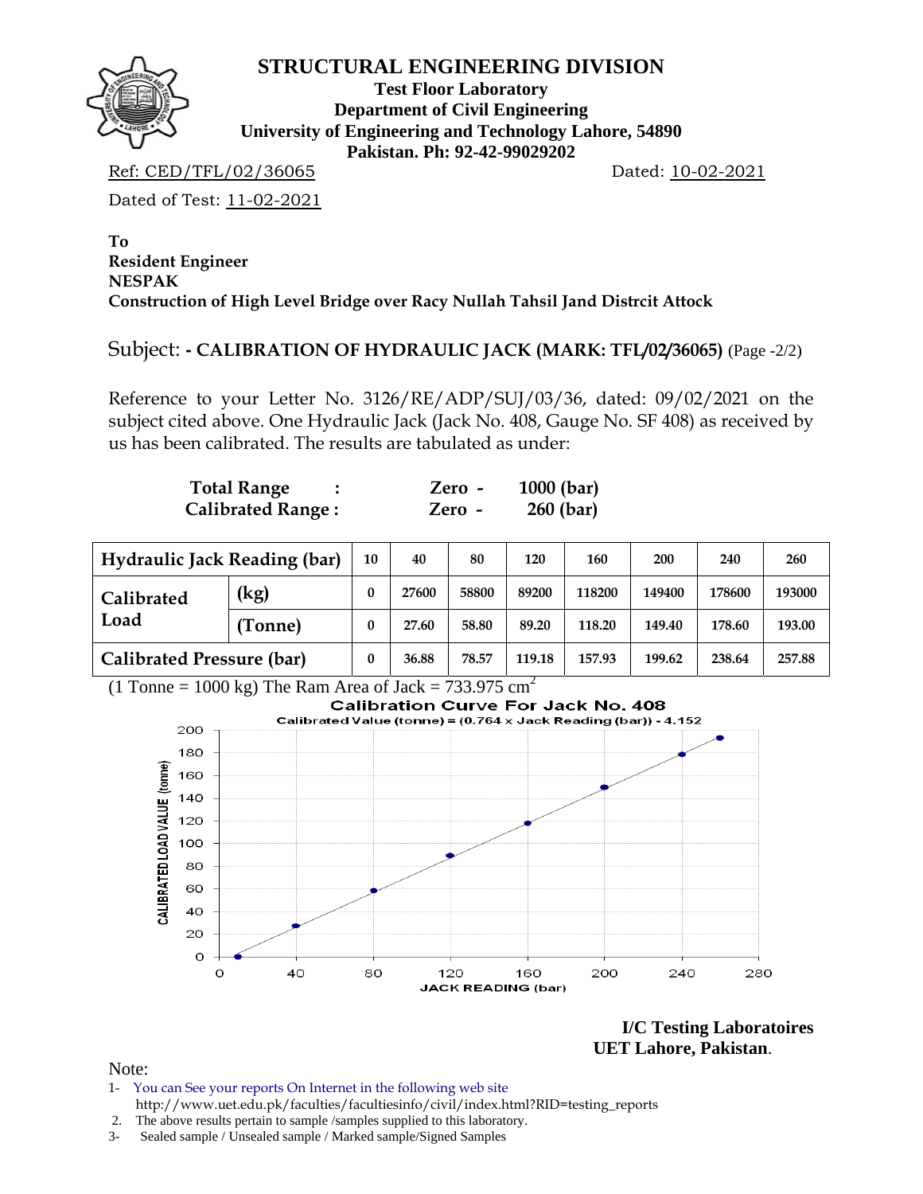# STRUCTURAL ENGINEERING DIVISION

**Test Floor Laboratory**
**Department of Civil Engineering**
**University of Engineering and Technology Lahore, 54890**
**Pakistan. Ph: 92-42-99029202**

Ref: CED/TFL/02/36065 Dated: 10-02-2021

Dated of Test: 11-02-2021

**To**
**Resident Engineer**
**NESPAK**
**Construction of High Level Bridge over Racy Nullah Tahsil Jand Distrcit Attock**

Subject: **- CALIBRATION OF HYDRAULIC JACK (MARK: TFL/02/36065)** (Page -2/2)

Reference to your Letter No. 3126/RE/ADP/SUJ/03/36, dated: 09/02/2021 on the subject cited above. One Hydraulic Jack (Jack No. 408, Gauge No. SF 408) as received by us has been calibrated. The results are tabulated as under:

**Total Range :** **Zero - 1000 (bar)**
**Calibrated Range :** **Zero - 260 (bar)**

| Hydraulic Jack Reading (bar) | | 10 | 40 | 80 | 120 | 160 | 200 | 240 | 260 |
|---|---|---|---|---|---|---|---|---|---|
| Calibrated Load | (kg) | 0 | 27600 | 58800 | 89200 | 118200 | 149400 | 178600 | 193000 |
| | (Tonne) | 0 | 27.60 | 58.80 | 89.20 | 118.20 | 149.40 | 178.60 | 193.00 |
| Calibrated Pressure (bar) | | 0 | 36.88 | 78.57 | 119.18 | 157.93 | 199.62 | 238.64 | 257.88 |

(1 Tonne = 1000 kg) The Ram Area of Jack = 733.975 $cm^2$

**Calibration Curve For Jack No. 408**

Calibrated Value (tonne) = (0.764 x Jack Reading (bar)) - 4.152

**I/C Testing Laboratoires**
**UET Lahore, Pakistan**.

Note:

1- You can See your reports On Internet in the following web site
http://www.uet.edu.pk/faculties/facultiesinfo/civil/index.html?RID=testing_reports
2. The above results pertain to sample /samples supplied to this laboratory.
3- Sealed sample / Unsealed sample / Marked sample/Signed Samples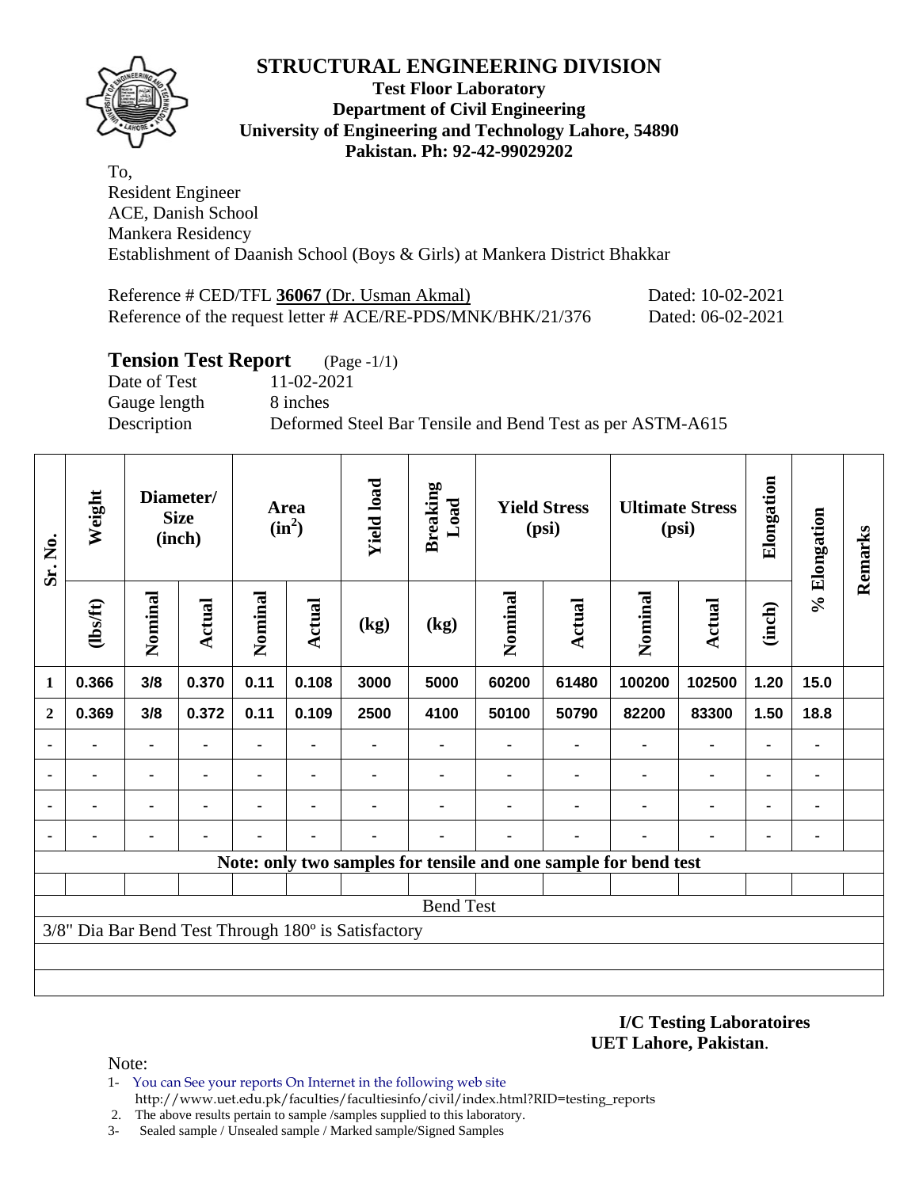# STRUCTURAL ENGINEERING DIVISION

**Test Floor Laboratory**
**Department of Civil Engineering**
**University of Engineering and Technology Lahore, 54890**
**Pakistan. Ph: 92-42-99029202**

To,
Resident Engineer
ACE, Danish School
Mankera Residency
Establishment of Daanish School (Boys & Girls) at Mankera District Bhakkar

Reference # CED/TFL **36067** (Dr. Usman Akmal) Dated: 10-02-2021
Reference of the request letter # ACE/RE-PDS/MNK/BHK/21/376 Dated: 06-02-2021

## Tension Test Report (Page -1/1)

Date of Test 11-02-2021
Gauge length 8 inches
Description Deformed Steel Bar Tensile and Bend Test as per ASTM-A615

| Sr. No. | Weight | Diameter/ Size (inch) | | Area ($in^2$) | | Yield load | Breaking Load | Yield Stress (psi) | | Ultimate Stress (psi) | | Elongation | % Elongation | Remarks |
|---|---|---|---|---|---|---|---|---|---|---|---|---|---|---|
| | (lbs/ft) | Nominal | Actual | Nominal | Actual | (kg) | (kg) | Nominal | Actual | Nominal | Actual | (inch) | | |
| 1 | 0.366 | 3/8 | 0.370 | 0.11 | 0.108 | 3000 | 5000 | 60200 | 61480 | 100200 | 102500 | 1.20 | 15.0 | |
| 2 | 0.369 | 3/8 | 0.372 | 0.11 | 0.109 | 2500 | 4100 | 50100 | 50790 | 82200 | 83300 | 1.50 | 18.8 | |
| - | - | - | - | - | - | - | - | - | - | - | - | - | - | |
| - | - | - | - | - | - | - | - | - | - | - | - | - | - | |
| - | - | - | - | - | - | - | - | - | - | - | - | - | - | |
| - | - | - | - | - | - | - | - | - | - | - | - | - | - | |

**Note: only two samples for tensile and one sample for bend test**

Bend Test

3/8" Dia Bar Bend Test Through 180º is Satisfactory

**I/C Testing Laboratoires**
**UET Lahore, Pakistan**.

Note:
1- You can See your reports On Internet in the following web site
http://www.uet.edu.pk/faculties/facultiesinfo/civil/index.html?RID=testing_reports
2. The above results pertain to sample /samples supplied to this laboratory.
3- Sealed sample / Unsealed sample / Marked sample/Signed Samples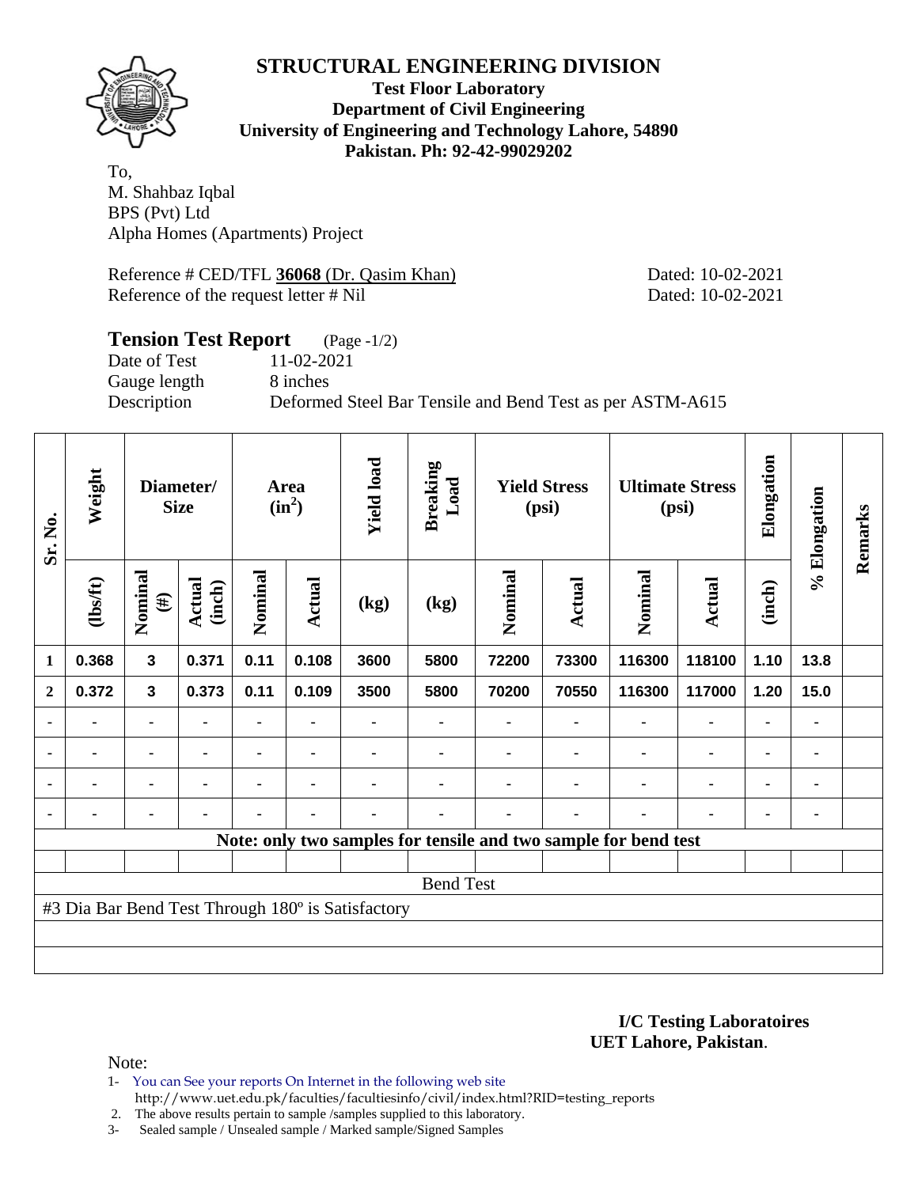# STRUCTURAL ENGINEERING DIVISION

**Test Floor Laboratory**
**Department of Civil Engineering**
**University of Engineering and Technology Lahore, 54890**
**Pakistan. Ph: 92-42-99029202**

To,
M. Shahbaz Iqbal
BPS (Pvt) Ltd
Alpha Homes (Apartments) Project

Reference # CED/TFL **36068** (Dr. Qasim Khan) Dated: 10-02-2021
Reference of the request letter # Nil Dated: 10-02-2021

## Tension Test Report (Page -1/2)

Date of Test 11-02-2021
Gauge length 8 inches
Description Deformed Steel Bar Tensile and Bend Test as per ASTM-A615

| Sr. No. | Weight | Diameter/ Size | | Area ($in^2$) | | Yield load | Breaking Load | Yield Stress (psi) | | Ultimate Stress (psi) | | Elongation | % Elongation | Remarks |
|---|---|---|---|---|---|---|---|---|---|---|---|---|---|---|
| | (lbs/ft) | Nominal (#) | Actual (inch) | Nominal | Actual | (kg) | (kg) | Nominal | Actual | Nominal | Actual | (inch) | | |
| 1 | 0.368 | 3 | 0.371 | 0.11 | 0.108 | 3600 | 5800 | 72200 | 73300 | 116300 | 118100 | 1.10 | 13.8 | |
| 2 | 0.372 | 3 | 0.373 | 0.11 | 0.109 | 3500 | 5800 | 70200 | 70550 | 116300 | 117000 | 1.20 | 15.0 | |
| - | - | - | - | - | - | - | - | - | - | - | - | - | - | |
| - | - | - | - | - | - | - | - | - | - | - | - | - | - | |
| - | - | - | - | - | - | - | - | - | - | - | - | - | - | |
| - | - | - | - | - | - | - | - | - | - | - | - | - | - | |
| Note: only two samples for tensile and two sample for bend test | | | | | | | | | | | | | | |
| Bend Test | | | | | | | | | | | | | | |
| #3 Dia Bar Bend Test Through 180º is Satisfactory | | | | | | | | | | | | | | |

**I/C Testing Laboratoires**
**UET Lahore, Pakistan**.

Note:

1- You can See your reports On Internet in the following web site
http://www.uet.edu.pk/faculties/facultiesinfo/civil/index.html?RID=testing_reports
2. The above results pertain to sample /samples supplied to this laboratory.
3- Sealed sample / Unsealed sample / Marked sample/Signed Samples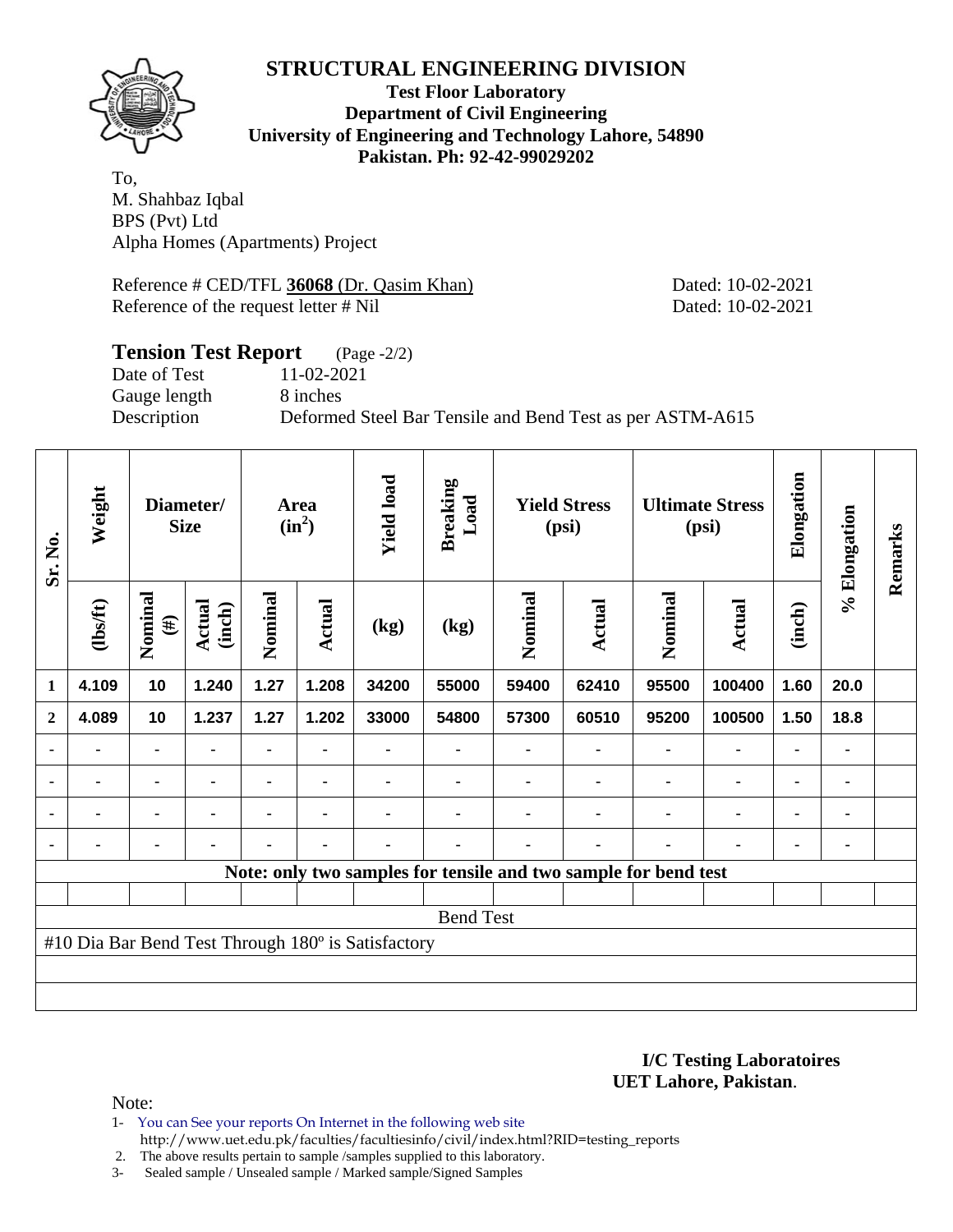# STRUCTURAL ENGINEERING DIVISION

**Test Floor Laboratory**
**Department of Civil Engineering**
**University of Engineering and Technology Lahore, 54890**
**Pakistan. Ph: 92-42-99029202**

To,
M. Shahbaz Iqbal
BPS (Pvt) Ltd
Alpha Homes (Apartments) Project

Reference # CED/TFL **36068** (Dr. Qasim Khan) Dated: 10-02-2021
Reference of the request letter # Nil Dated: 10-02-2021

## Tension Test Report (Page -2/2)

Date of Test 11-02-2021
Gauge length 8 inches
Description Deformed Steel Bar Tensile and Bend Test as per ASTM-A615

| Sr. No. | Weight | Diameter/ Size | | Area ($in^2$) | | Yield load | Breaking Load | Yield Stress (psi) | | Ultimate Stress (psi) | | Elongation | % Elongation | Remarks |
|---|---|---|---|---|---|---|---|---|---|---|---|---|---|---|
| | (lbs/ft) | Nominal (#) | Actual (inch) | Nominal | Actual | (kg) | (kg) | Nominal | Actual | Nominal | Actual | (inch) | | |
| 1 | 4.109 | 10 | 1.240 | 1.27 | 1.208 | 34200 | 55000 | 59400 | 62410 | 95500 | 100400 | 1.60 | 20.0 | |
| 2 | 4.089 | 10 | 1.237 | 1.27 | 1.202 | 33000 | 54800 | 57300 | 60510 | 95200 | 100500 | 1.50 | 18.8 | |
| - | - | - | - | - | - | - | - | - | - | - | - | - | - | |
| - | - | - | - | - | - | - | - | - | - | - | - | - | - | |
| - | - | - | - | - | - | - | - | - | - | - | - | - | - | |
| - | - | - | - | - | - | - | - | - | - | - | - | - | - | |
| Note: only two samples for tensile and two sample for bend test | | | | | | | | | | | | | | |
| | | | | | | | | | | | | | | |
| Bend Test | | | | | | | | | | | | | | |
| #10 Dia Bar Bend Test Through 180º is Satisfactory | | | | | | | | | | | | | | |

**I/C Testing Laboratoires**
**UET Lahore, Pakistan**.

Note:

1- You can See your reports On Internet in the following web site
http://www.uet.edu.pk/faculties/facultiesinfo/civil/index.html?RID=testing_reports
2. The above results pertain to sample /samples supplied to this laboratory.
3- Sealed sample / Unsealed sample / Marked sample/Signed Samples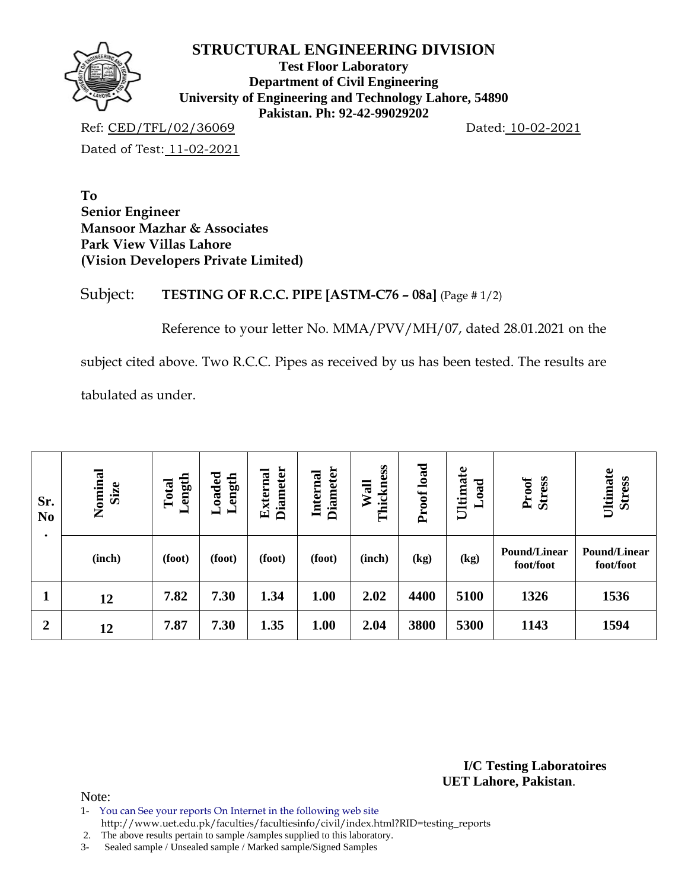# STRUCTURAL ENGINEERING DIVISION

**Test Floor Laboratory**
**Department of Civil Engineering**
**University of Engineering and Technology Lahore, 54890**
**Pakistan. Ph: 92-42-99029202**

Ref: CED/TFL/02/36069 Dated: 10-02-2021

Dated of Test: 11-02-2021

**To**
**Senior Engineer**
**Mansoor Mazhar & Associates**
**Park View Villas Lahore**
**(Vision Developers Private Limited)**

Subject: **TESTING OF R.C.C. PIPE [ASTM-C76 – 08a]** (Page # 1/2)

Reference to your letter No. MMA/PVV/MH/07, dated 28.01.2021 on the subject cited above. Two R.C.C. Pipes as received by us has been tested. The results are tabulated as under.

| Sr. No. | Nominal Size | Total Length | Loaded Length | External Diameter | Internal Diameter | Wall Thickness | Proof load | Ultimate Load | Proof Stress | Ultimate Stress |
|---|---|---|---|---|---|---|---|---|---|---|
| | (inch) | (foot) | (foot) | (foot) | (foot) | (inch) | (kg) | (kg) | Pound/Linear foot/foot | Pound/Linear foot/foot |
| 1 | 12 | 7.82 | 7.30 | 1.34 | 1.00 | 2.02 | 4400 | 5100 | 1326 | 1536 |
| 2 | 12 | 7.87 | 7.30 | 1.35 | 1.00 | 2.04 | 3800 | 5300 | 1143 | 1594 |

**I/C Testing Laboratoires**
**UET Lahore, Pakistan**.

Note:
1- You can See your reports On Internet in the following web site http://www.uet.edu.pk/faculties/facultiesinfo/civil/index.html?RID=testing_reports
2. The above results pertain to sample /samples supplied to this laboratory.
3- Sealed sample / Unsealed sample / Marked sample/Signed Samples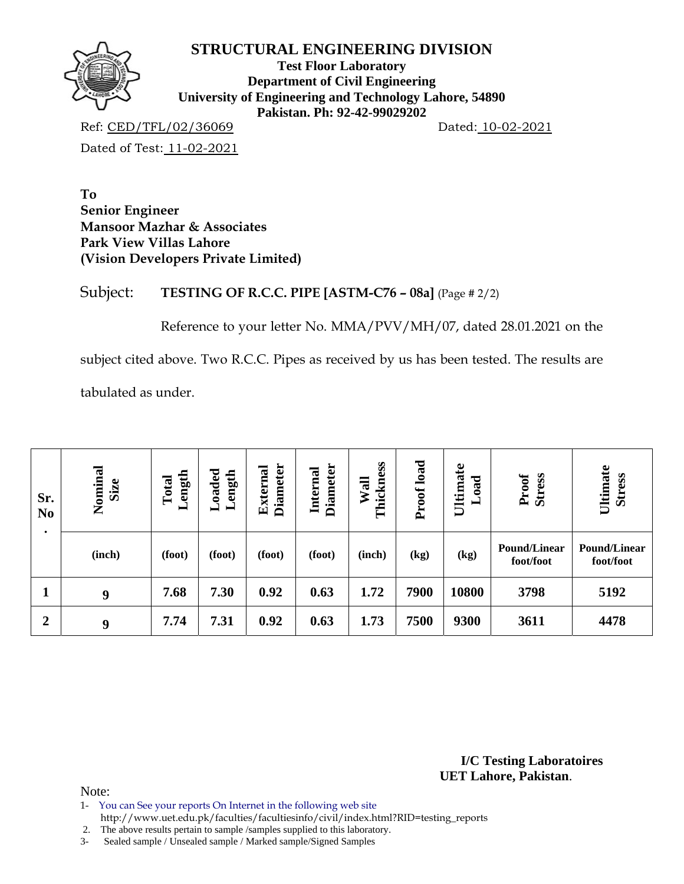# STRUCTURAL ENGINEERING DIVISION

**Test Floor Laboratory**
**Department of Civil Engineering**
**University of Engineering and Technology Lahore, 54890**
**Pakistan. Ph: 92-42-99029202**

Ref: CED/TFL/02/36069 Dated: 10-02-2021

Dated of Test: 11-02-2021

**To**
**Senior Engineer**
**Mansoor Mazhar & Associates**
**Park View Villas Lahore**
**(Vision Developers Private Limited)**

Subject: **TESTING OF R.C.C. PIPE [ASTM-C76 – 08a]** (Page # 2/2)

Reference to your letter No. MMA/PVV/MH/07, dated 28.01.2021 on the subject cited above. Two R.C.C. Pipes as received by us has been tested. The results are tabulated as under.

| Sr. No. | Nominal Size | Total Length | Loaded Length | External Diameter | Internal Diameter | Wall Thickness | Proof load | Ultimate Load | Proof Stress | Ultimate Stress |
|---|---|---|---|---|---|---|---|---|---|---|
| | (inch) | (foot) | (foot) | (foot) | (foot) | (inch) | (kg) | (kg) | Pound/Linear foot/foot | Pound/Linear foot/foot |
| 1 | 9 | 7.68 | 7.30 | 0.92 | 0.63 | 1.72 | 7900 | 10800 | 3798 | 5192 |
| 2 | 9 | 7.74 | 7.31 | 0.92 | 0.63 | 1.73 | 7500 | 9300 | 3611 | 4478 |

**I/C Testing Laboratoires**
**UET Lahore, Pakistan**.

Note:

1- You can See your reports On Internet in the following web site http://www.uet.edu.pk/faculties/facultiesinfo/civil/index.html?RID=testing_reports
2. The above results pertain to sample /samples supplied to this laboratory.
3- Sealed sample / Unsealed sample / Marked sample/Signed Samples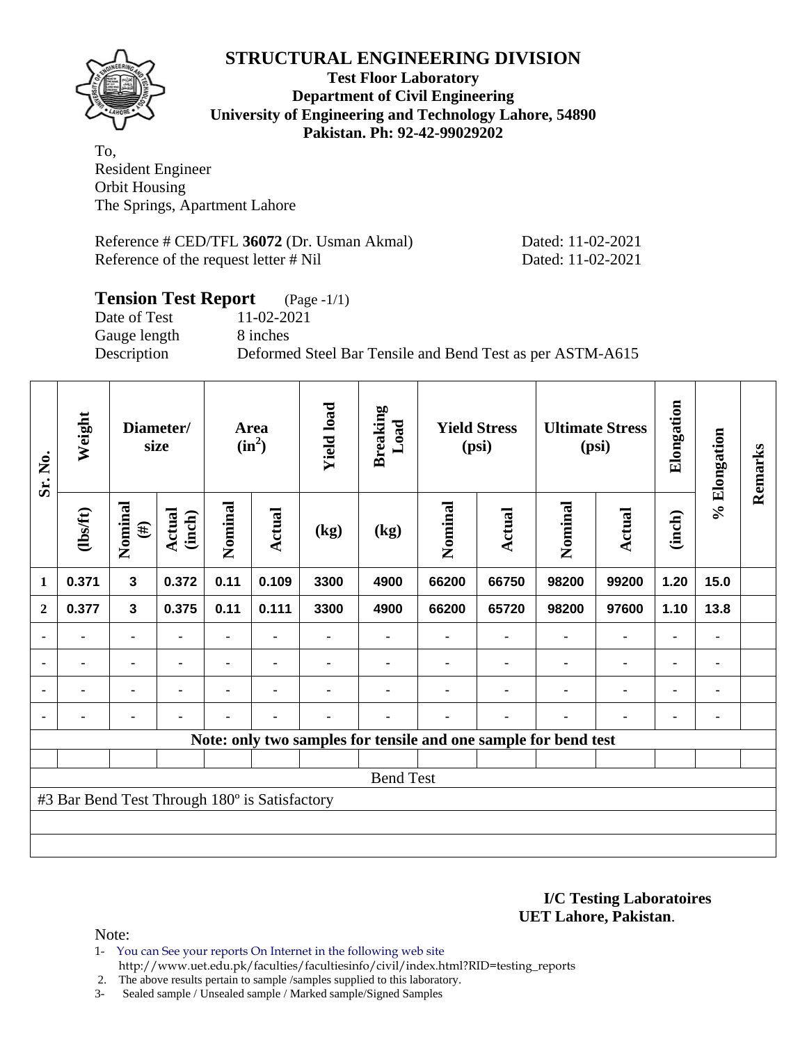# STRUCTURAL ENGINEERING DIVISION

**Test Floor Laboratory**
**Department of Civil Engineering**
**University of Engineering and Technology Lahore, 54890**
**Pakistan. Ph: 92-42-99029202**

To,
Resident Engineer
Orbit Housing
The Springs, Apartment Lahore

Reference # CED/TFL **36072** (Dr. Usman Akmal) Dated: 11-02-2021
Reference of the request letter # Nil Dated: 11-02-2021

## Tension Test Report (Page -1/1)

Date of Test 11-02-2021
Gauge length 8 inches
Description Deformed Steel Bar Tensile and Bend Test as per ASTM-A615

| Sr. No. | Weight | Diameter/ size | | Area ($in^2$) | | Yield load | Breaking Load | Yield Stress (psi) | | Ultimate Stress (psi) | | Elongation | % Elongation | Remarks |
|---|---|---|---|---|---|---|---|---|---|---|---|---|---|---|
| | (lbs/ft) | Nominal (#) | Actual (inch) | Nominal | Actual | (kg) | (kg) | Nominal | Actual | Nominal | Actual | (inch) | | |
| 1 | 0.371 | 3 | 0.372 | 0.11 | 0.109 | 3300 | 4900 | 66200 | 66750 | 98200 | 99200 | 1.20 | 15.0 | |
| 2 | 0.377 | 3 | 0.375 | 0.11 | 0.111 | 3300 | 4900 | 66200 | 65720 | 98200 | 97600 | 1.10 | 13.8 | |
| - | - | - | - | - | - | - | - | - | - | - | - | - | - | |
| - | - | - | - | - | - | - | - | - | - | - | - | - | - | |
| - | - | - | - | - | - | - | - | - | - | - | - | - | - | |
| - | - | - | - | - | - | - | - | - | - | - | - | - | - | |

**Note: only two samples for tensile and one sample for bend test**

Bend Test

#3 Bar Bend Test Through 180º is Satisfactory

**I/C Testing Laboratoires**
**UET Lahore, Pakistan**.

Note:
1- You can See your reports On Internet in the following web site
http://www.uet.edu.pk/faculties/facultiesinfo/civil/index.html?RID=testing_reports
2. The above results pertain to sample /samples supplied to this laboratory.
3- Sealed sample / Unsealed sample / Marked sample/Signed Samples